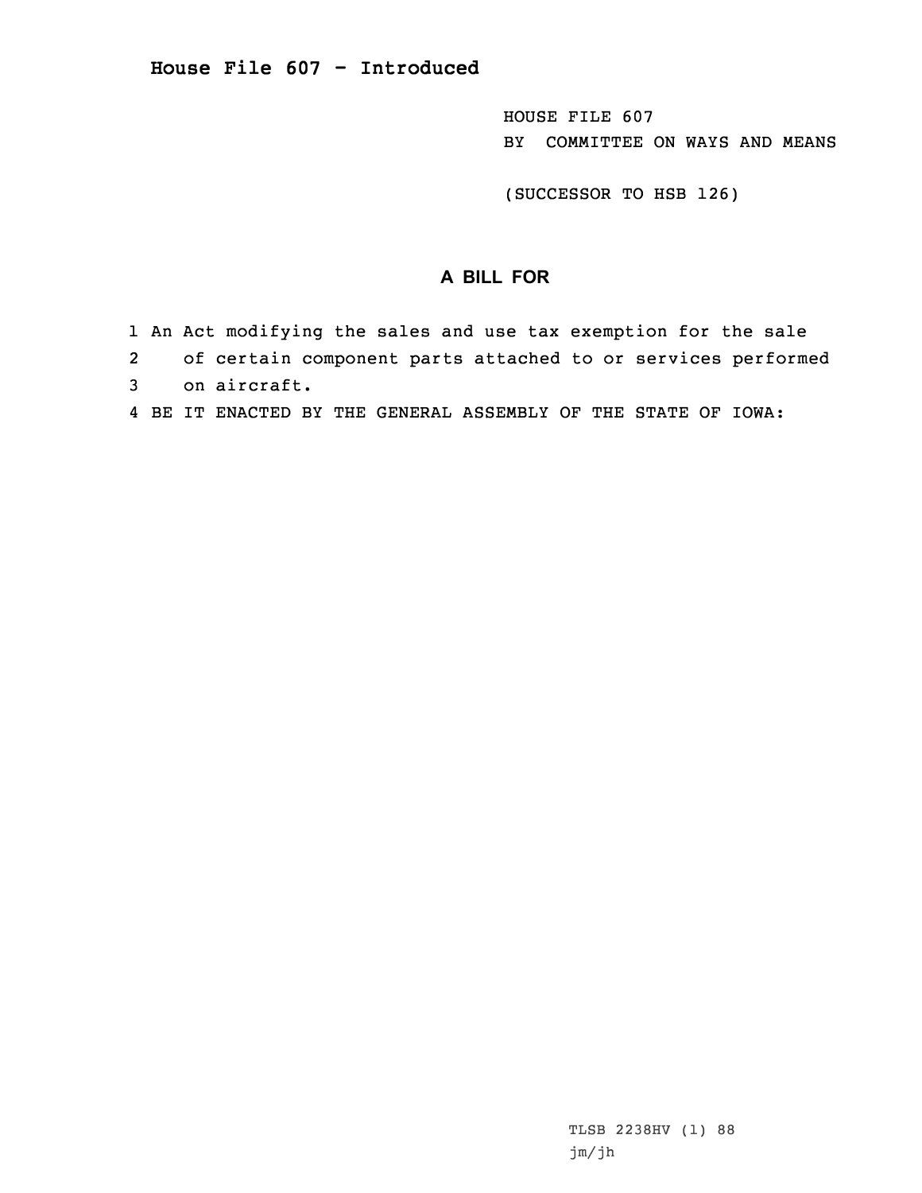# House File 607 - Introduced

HOUSE FILE 607
BY COMMITTEE ON WAYS AND MEANS

(SUCCESSOR TO HSB 126)

## A BILL FOR

1 An Act modifying the sales and use tax exemption for the sale
2 of certain component parts attached to or services performed
3 on aircraft.
4 BE IT ENACTED BY THE GENERAL ASSEMBLY OF THE STATE OF IOWA:

TLSB 2238HV (1) 88
jm/jh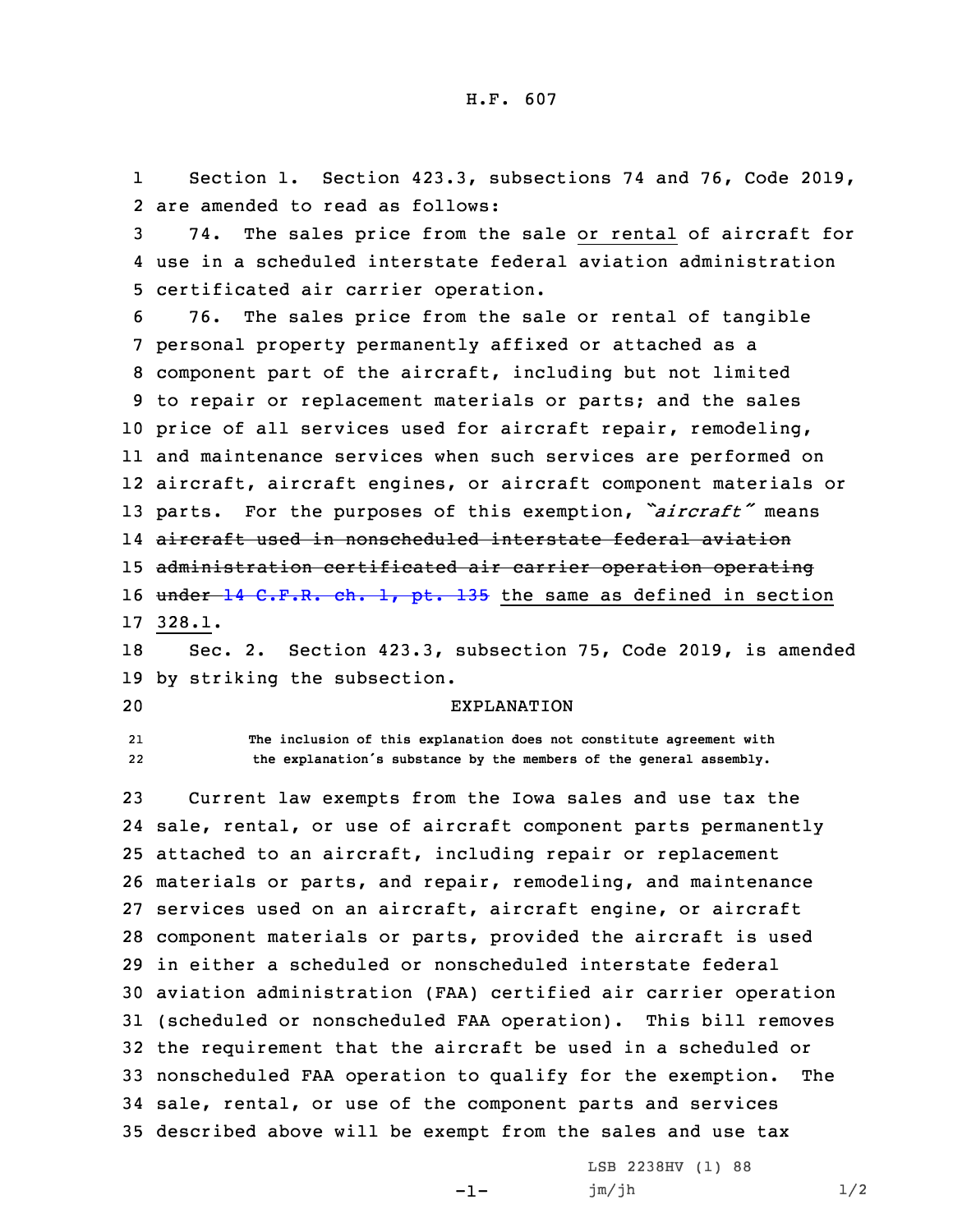H.F. 607

Section 1. Section 423.3, subsections 74 and 76, Code 2019, are amended to read as follows:

74. The sales price from the sale or rental of aircraft for use in a scheduled interstate federal aviation administration certificated air carrier operation.

76. The sales price from the sale or rental of tangible personal property permanently affixed or attached as a component part of the aircraft, including but not limited to repair or replacement materials or parts; and the sales price of all services used for aircraft repair, remodeling, and maintenance services when such services are performed on aircraft, aircraft engines, or aircraft component materials or parts. For the purposes of this exemption, *"aircraft"* means ~~aircraft used in nonscheduled interstate federal aviation administration certificated air carrier operation operating under 14 C.F.R. ch. 1, pt. 135~~ the same as defined in section 328.1.

Sec. 2. Section 423.3, subsection 75, Code 2019, is amended by striking the subsection.

EXPLANATION

The inclusion of this explanation does not constitute agreement with the explanation's substance by the members of the general assembly.

Current law exempts from the Iowa sales and use tax the sale, rental, or use of aircraft component parts permanently attached to an aircraft, including repair or replacement materials or parts, and repair, remodeling, and maintenance services used on an aircraft, aircraft engine, or aircraft component materials or parts, provided the aircraft is used in either a scheduled or nonscheduled interstate federal aviation administration (FAA) certified air carrier operation (scheduled or nonscheduled FAA operation). This bill removes the requirement that the aircraft be used in a scheduled or nonscheduled FAA operation to qualify for the exemption. The sale, rental, or use of the component parts and services described above will be exempt from the sales and use tax

LSB 2238HV (1) 88

jm/jh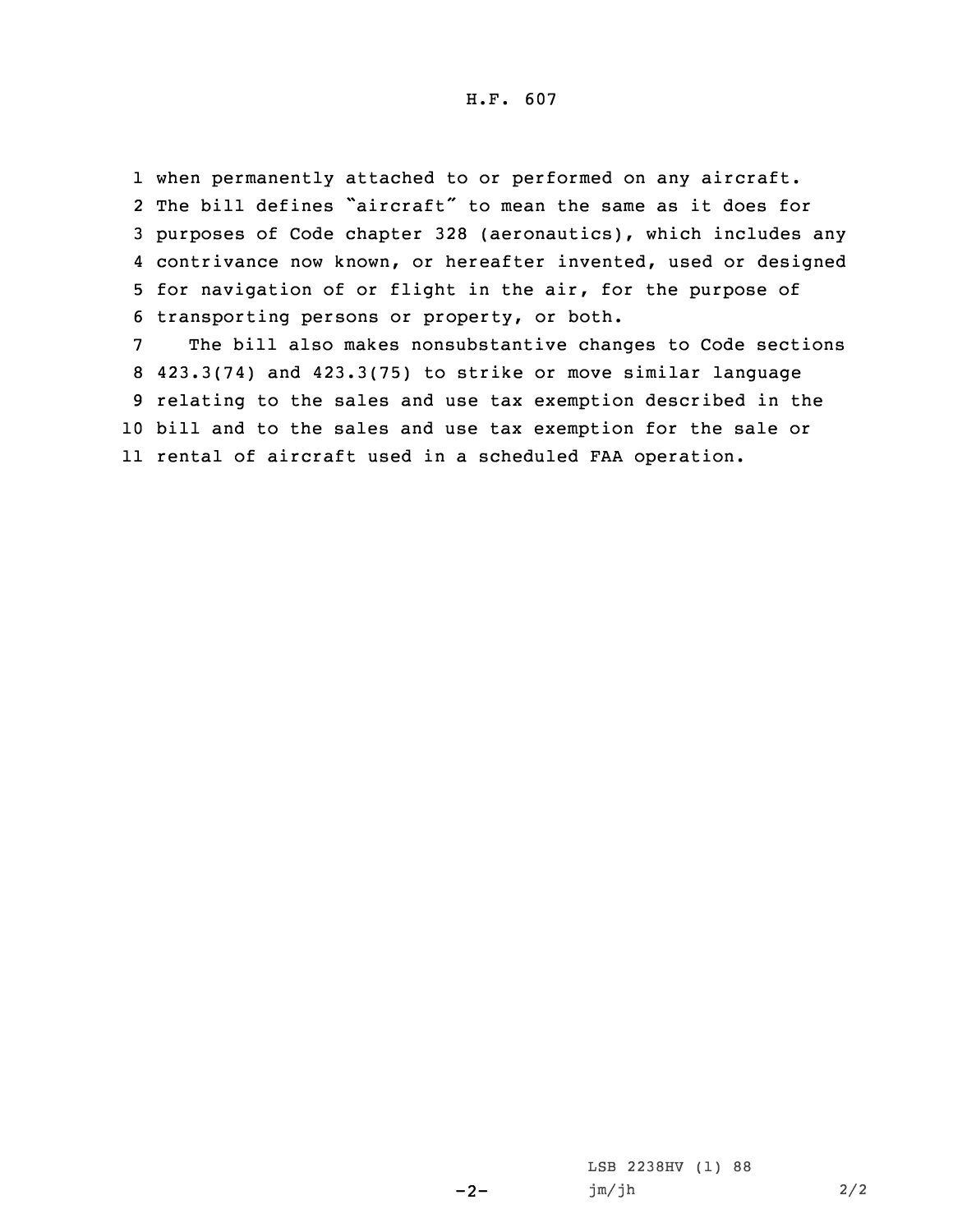when permanently attached to or performed on any aircraft. The bill defines "aircraft" to mean the same as it does for purposes of Code chapter 328 (aeronautics), which includes any contrivance now known, or hereafter invented, used or designed for navigation of or flight in the air, for the purpose of transporting persons or property, or both.

The bill also makes nonsubstantive changes to Code sections 423.3(74) and 423.3(75) to strike or move similar language relating to the sales and use tax exemption described in the bill and to the sales and use tax exemption for the sale or rental of aircraft used in a scheduled FAA operation.

LSB 2238HV (1) 88
jm/jh